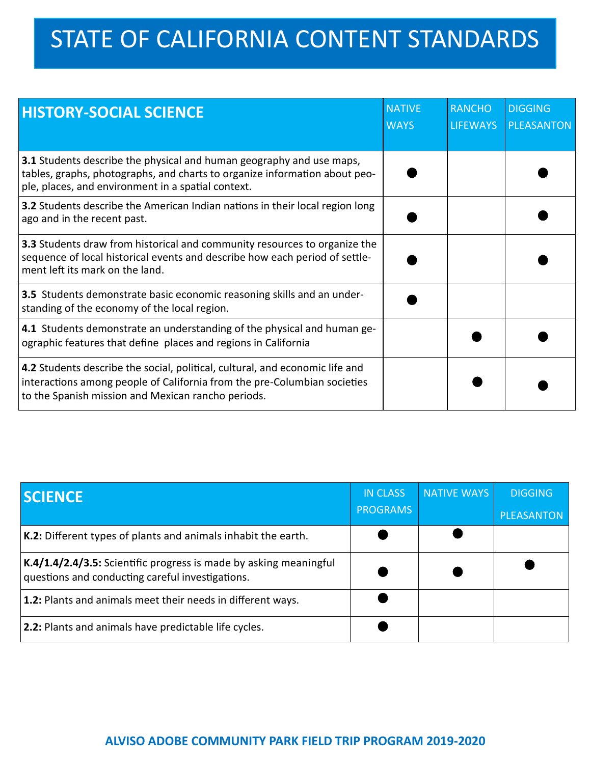# STATE OF CALIFORNIA CONTENT STANDARDS

| **HISTORY-SOCIAL SCIENCE** | NATIVE WAYS | RANCHO LIFEWAYS | DIGGING PLEASANTON |
|---|---|---|---|
| **3.1** Students describe the physical and human geography and use maps, tables, graphs, photographs, and charts to organize information about people, places, and environment in a spatial context. | ● | | ● |
| **3.2** Students describe the American Indian nations in their local region long ago and in the recent past. | ● | | ● |
| **3.3** Students draw from historical and community resources to organize the sequence of local historical events and describe how each period of settlement left its mark on the land. | ● | | ● |
| **3.5** Students demonstrate basic economic reasoning skills and an understanding of the economy of the local region. | ● | | |
| **4.1** Students demonstrate an understanding of the physical and human geographic features that define places and regions in California | | ● | ● |
| **4.2** Students describe the social, political, cultural, and economic life and interactions among people of California from the pre-Columbian societies to the Spanish mission and Mexican rancho periods. | | ● | ● |

| **SCIENCE** | IN CLASS PROGRAMS | NATIVE WAYS | DIGGING PLEASANTON |
|---|---|---|---|
| **K.2:** Different types of plants and animals inhabit the earth. | ● | ● | |
| **K.4/1.4/2.4/3.5:** Scientific progress is made by asking meaningful questions and conducting careful investigations. | ● | ● | ● |
| **1.2:** Plants and animals meet their needs in different ways. | ● | | |
| **2.2:** Plants and animals have predictable life cycles. | ● | | |

**ALVISO ADOBE COMMUNITY PARK FIELD TRIP PROGRAM 2019-2020**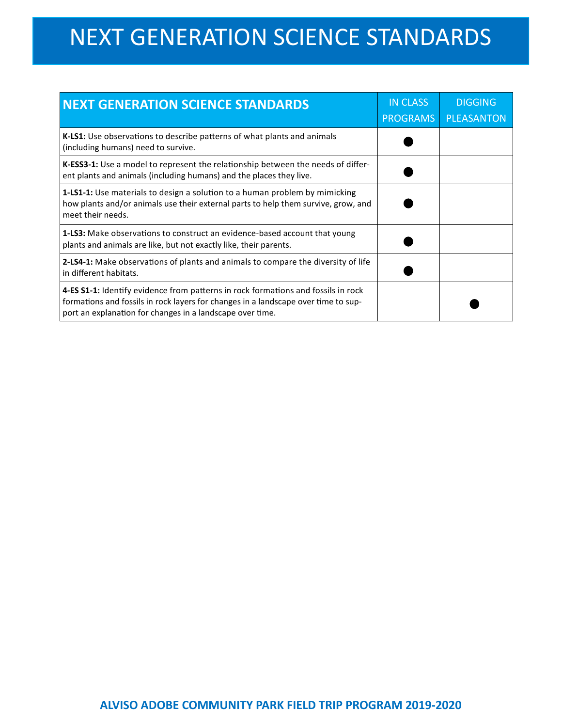# NEXT GENERATION SCIENCE STANDARDS

| NEXT GENERATION SCIENCE STANDARDS | IN CLASS PROGRAMS | DIGGING PLEASANTON |
|---|---|---|
| **K-LS1:** Use observations to describe patterns of what plants and animals (including humans) need to survive. | ● | |
| **K-ESS3-1:** Use a model to represent the relationship between the needs of different plants and animals (including humans) and the places they live. | ● | |
| **1-LS1-1:** Use materials to design a solution to a human problem by mimicking how plants and/or animals use their external parts to help them survive, grow, and meet their needs. | ● | |
| **1-LS3:** Make observations to construct an evidence-based account that young plants and animals are like, but not exactly like, their parents. | ● | |
| **2-LS4-1:** Make observations of plants and animals to compare the diversity of life in different habitats. | ● | |
| **4-ES S1-1:** Identify evidence from patterns in rock formations and fossils in rock formations and fossils in rock layers for changes in a landscape over time to support an explanation for changes in a landscape over time. | | ● |

**ALVISO ADOBE COMMUNITY PARK FIELD TRIP PROGRAM 2019-2020**